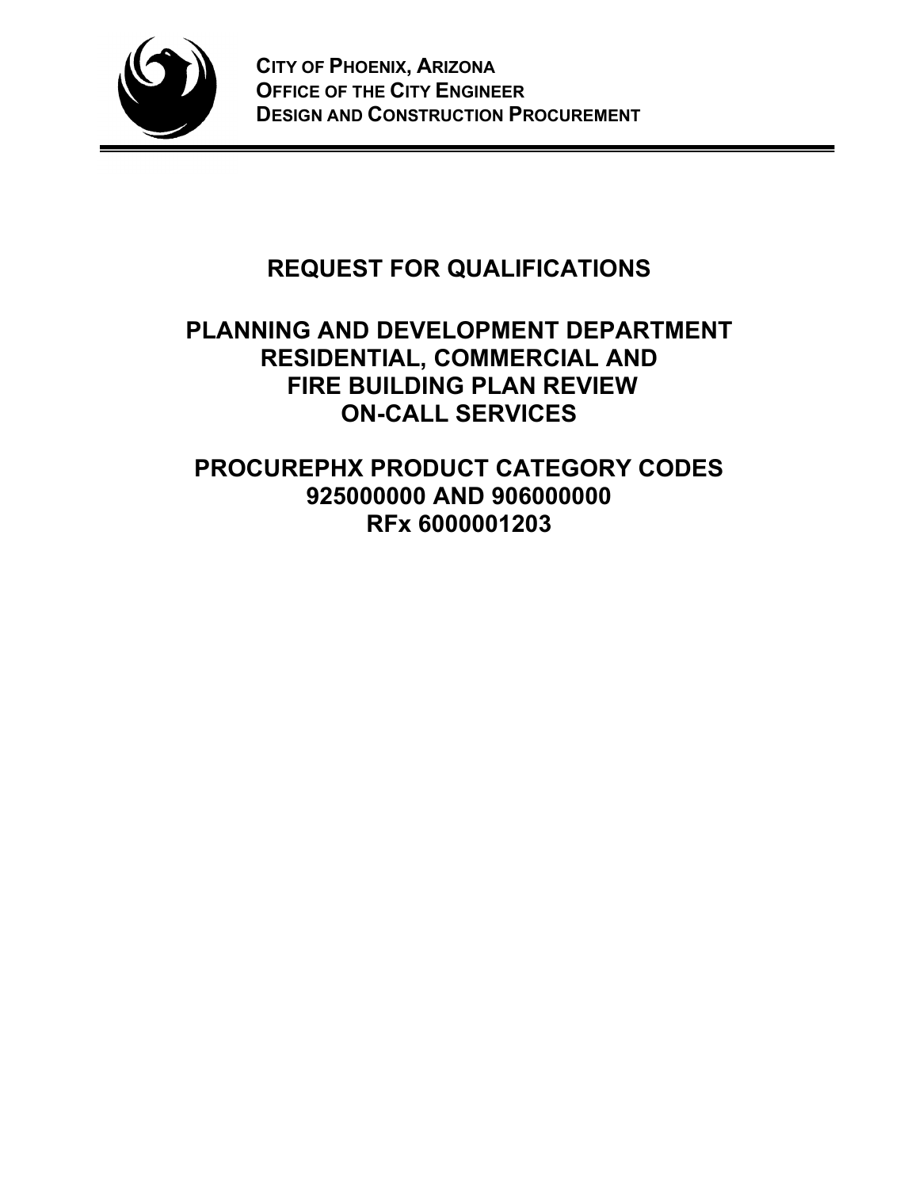**CITY OF PHOENIX, ARIZONA**
**OFFICE OF THE CITY ENGINEER**
**DESIGN AND CONSTRUCTION PROCUREMENT**

---

# REQUEST FOR QUALIFICATIONS

# PLANNING AND DEVELOPMENT DEPARTMENT RESIDENTIAL, COMMERCIAL AND FIRE BUILDING PLAN REVIEW ON-CALL SERVICES

# PROCUREPHX PRODUCT CATEGORY CODES 925000000 AND 906000000 RFx 6000001203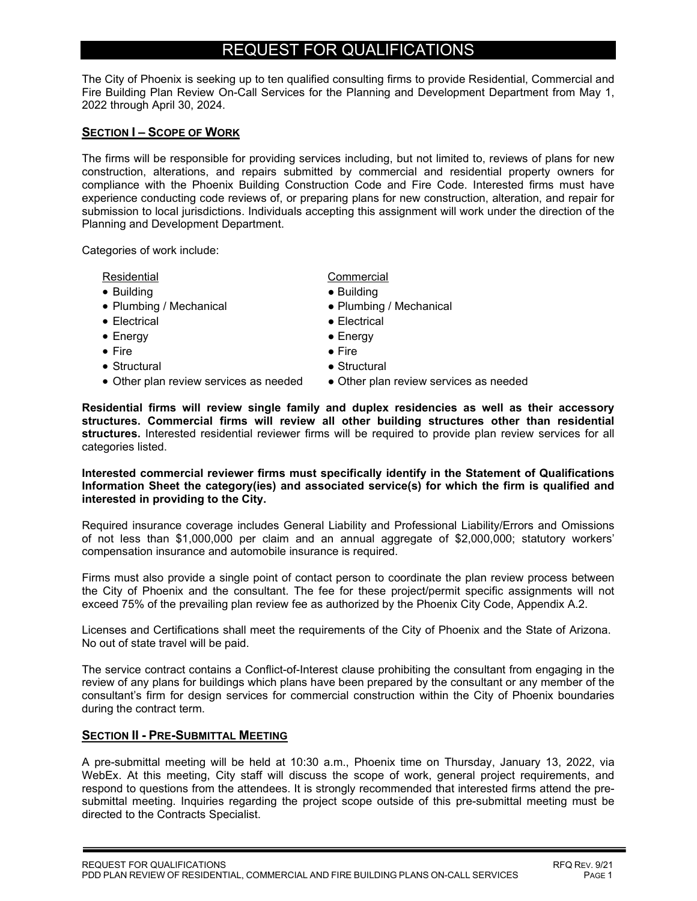# REQUEST FOR QUALIFICATIONS

The City of Phoenix is seeking up to ten qualified consulting firms to provide Residential, Commercial and Fire Building Plan Review On-Call Services for the Planning and Development Department from May 1, 2022 through April 30, 2024.

## SECTION I – SCOPE OF WORK

The firms will be responsible for providing services including, but not limited to, reviews of plans for new construction, alterations, and repairs submitted by commercial and residential property owners for compliance with the Phoenix Building Construction Code and Fire Code. Interested firms must have experience conducting code reviews of, or preparing plans for new construction, alteration, and repair for submission to local jurisdictions. Individuals accepting this assignment will work under the direction of the Planning and Development Department.

Categories of work include:

Residential

- Building
- Plumbing / Mechanical
- Electrical
- Energy
- Fire
- Structural
- Other plan review services as needed

Commercial

- Building
- Plumbing / Mechanical
- Electrical
- Energy
- Fire
- Structural
- Other plan review services as needed

**Residential firms will review single family and duplex residencies as well as their accessory structures. Commercial firms will review all other building structures other than residential structures.** Interested residential reviewer firms will be required to provide plan review services for all categories listed.

**Interested commercial reviewer firms must specifically identify in the Statement of Qualifications Information Sheet the category(ies) and associated service(s) for which the firm is qualified and interested in providing to the City.**

Required insurance coverage includes General Liability and Professional Liability/Errors and Omissions of not less than $1,000,000 per claim and an annual aggregate of $2,000,000; statutory workers' compensation insurance and automobile insurance is required.

Firms must also provide a single point of contact person to coordinate the plan review process between the City of Phoenix and the consultant. The fee for these project/permit specific assignments will not exceed 75% of the prevailing plan review fee as authorized by the Phoenix City Code, Appendix A.2.

Licenses and Certifications shall meet the requirements of the City of Phoenix and the State of Arizona. No out of state travel will be paid.

The service contract contains a Conflict-of-Interest clause prohibiting the consultant from engaging in the review of any plans for buildings which plans have been prepared by the consultant or any member of the consultant's firm for design services for commercial construction within the City of Phoenix boundaries during the contract term.

## SECTION II - PRE-SUBMITTAL MEETING

A pre-submittal meeting will be held at 10:30 a.m., Phoenix time on Thursday, January 13, 2022, via WebEx. At this meeting, City staff will discuss the scope of work, general project requirements, and respond to questions from the attendees. It is strongly recommended that interested firms attend the pre-submittal meeting. Inquiries regarding the project scope outside of this pre-submittal meeting must be directed to the Contracts Specialist.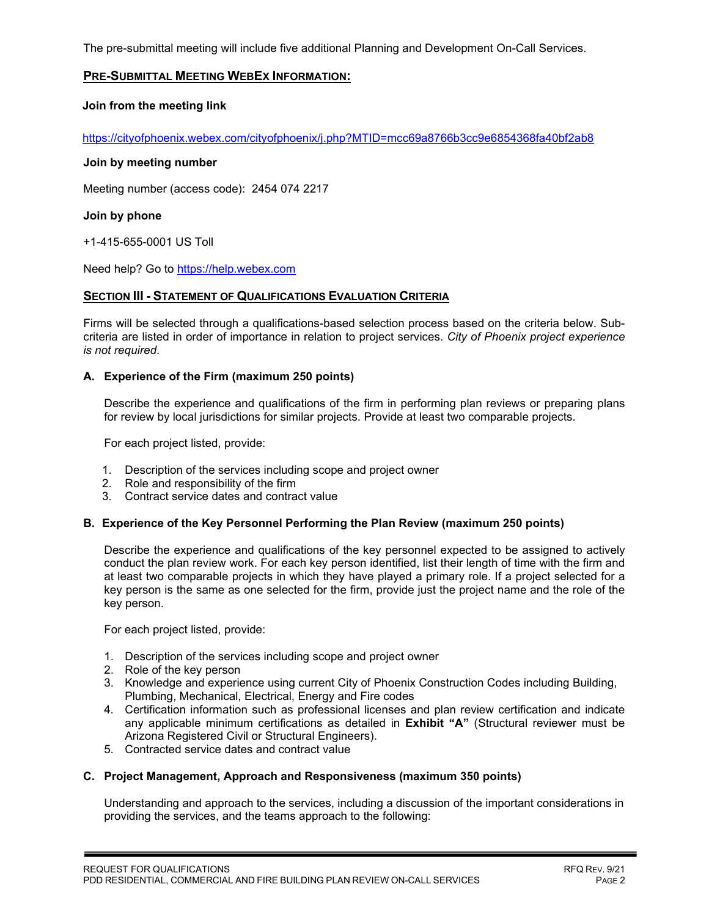The pre-submittal meeting will include five additional Planning and Development On-Call Services.

## PRE-SUBMITTAL MEETING WEBEX INFORMATION:

**Join from the meeting link**

https://cityofphoenix.webex.com/cityofphoenix/j.php?MTID=mcc69a8766b3cc9e6854368fa40bf2ab8

**Join by meeting number**

Meeting number (access code): 2454 074 2217

**Join by phone**

+1-415-655-0001 US Toll

Need help? Go to https://help.webex.com

## SECTION III - STATEMENT OF QUALIFICATIONS EVALUATION CRITERIA

Firms will be selected through a qualifications-based selection process based on the criteria below. Sub-criteria are listed in order of importance in relation to project services. *City of Phoenix project experience is not required*.

### A. Experience of the Firm (maximum 250 points)

Describe the experience and qualifications of the firm in performing plan reviews or preparing plans for review by local jurisdictions for similar projects. Provide at least two comparable projects.

For each project listed, provide:

1. Description of the services including scope and project owner
2. Role and responsibility of the firm
3. Contract service dates and contract value

### B. Experience of the Key Personnel Performing the Plan Review (maximum 250 points)

Describe the experience and qualifications of the key personnel expected to be assigned to actively conduct the plan review work. For each key person identified, list their length of time with the firm and at least two comparable projects in which they have played a primary role. If a project selected for a key person is the same as one selected for the firm, provide just the project name and the role of the key person.

For each project listed, provide:

1. Description of the services including scope and project owner
2. Role of the key person
3. Knowledge and experience using current City of Phoenix Construction Codes including Building, Plumbing, Mechanical, Electrical, Energy and Fire codes
4. Certification information such as professional licenses and plan review certification and indicate any applicable minimum certifications as detailed in **Exhibit "A"** (Structural reviewer must be Arizona Registered Civil or Structural Engineers).
5. Contracted service dates and contract value

### C. Project Management, Approach and Responsiveness (maximum 350 points)

Understanding and approach to the services, including a discussion of the important considerations in providing the services, and the teams approach to the following: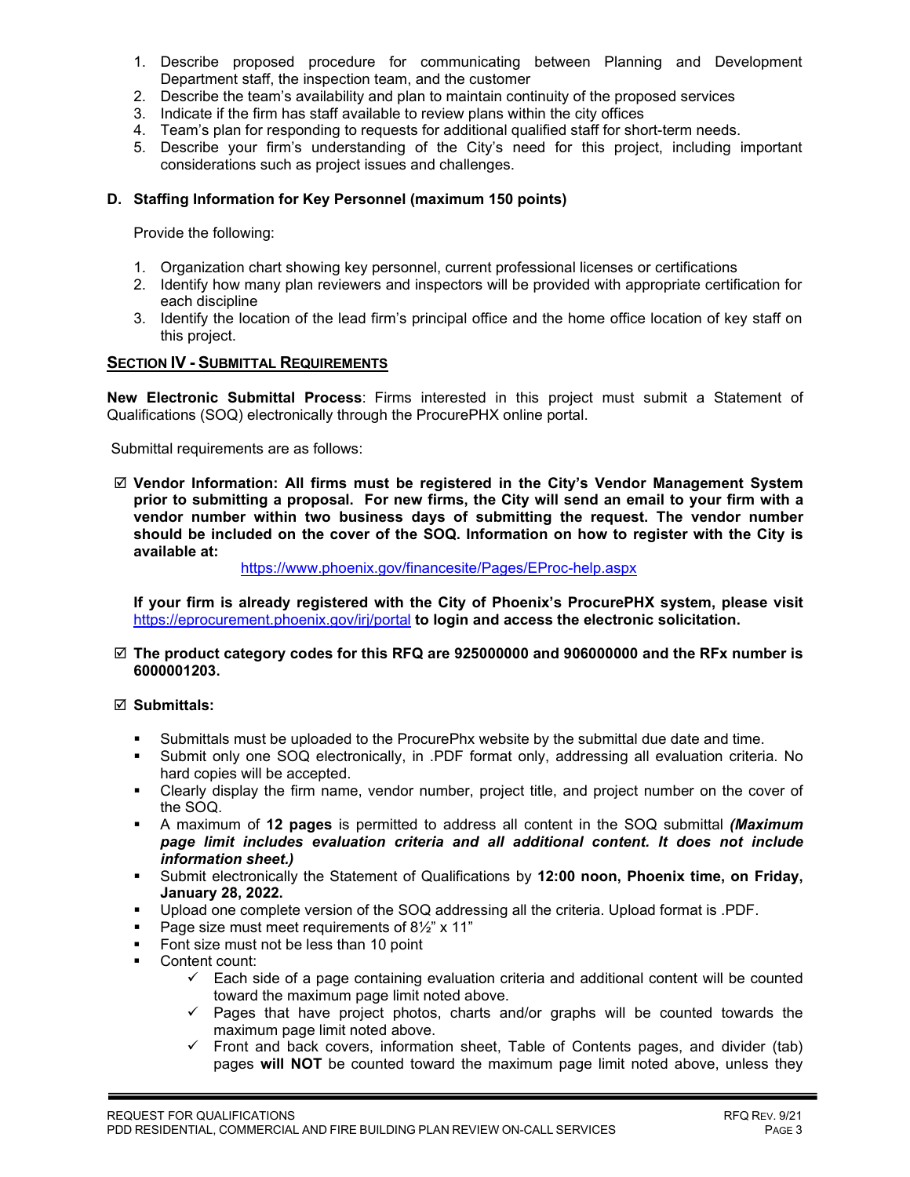1. Describe proposed procedure for communicating between Planning and Development Department staff, the inspection team, and the customer
2. Describe the team's availability and plan to maintain continuity of the proposed services
3. Indicate if the firm has staff available to review plans within the city offices
4. Team's plan for responding to requests for additional qualified staff for short-term needs.
5. Describe your firm's understanding of the City's need for this project, including important considerations such as project issues and challenges.

**D. Staffing Information for Key Personnel (maximum 150 points)**

Provide the following:

1. Organization chart showing key personnel, current professional licenses or certifications
2. Identify how many plan reviewers and inspectors will be provided with appropriate certification for each discipline
3. Identify the location of the lead firm's principal office and the home office location of key staff on this project.

## SECTION IV - SUBMITTAL REQUIREMENTS

**New Electronic Submittal Process**: Firms interested in this project must submit a Statement of Qualifications (SOQ) electronically through the ProcurePHX online portal.

Submittal requirements are as follows:

☑ **Vendor Information: All firms must be registered in the City's Vendor Management System prior to submitting a proposal. For new firms, the City will send an email to your firm with a vendor number within two business days of submitting the request. The vendor number should be included on the cover of the SOQ. Information on how to register with the City is available at:**

https://www.phoenix.gov/financesite/Pages/EProc-help.aspx

**If your firm is already registered with the City of Phoenix's ProcurePHX system, please visit** https://eprocurement.phoenix.gov/irj/portal **to login and access the electronic solicitation.**

☑ **The product category codes for this RFQ are 925000000 and 906000000 and the RFx number is 6000001203.**

☑ **Submittals:**

- Submittals must be uploaded to the ProcurePhx website by the submittal due date and time.
- Submit only one SOQ electronically, in .PDF format only, addressing all evaluation criteria. No hard copies will be accepted.
- Clearly display the firm name, vendor number, project title, and project number on the cover of the SOQ.
- A maximum of **12 pages** is permitted to address all content in the SOQ submittal ***(Maximum page limit includes evaluation criteria and all additional content. It does not include information sheet.)***
- Submit electronically the Statement of Qualifications by **12:00 noon, Phoenix time, on Friday, January 28, 2022.**
- Upload one complete version of the SOQ addressing all the criteria. Upload format is .PDF.
- Page size must meet requirements of 8½" x 11"
- Font size must not be less than 10 point
- Content count:
  - ✓ Each side of a page containing evaluation criteria and additional content will be counted toward the maximum page limit noted above.
  - ✓ Pages that have project photos, charts and/or graphs will be counted towards the maximum page limit noted above.
  - ✓ Front and back covers, information sheet, Table of Contents pages, and divider (tab) pages **will NOT** be counted toward the maximum page limit noted above, unless they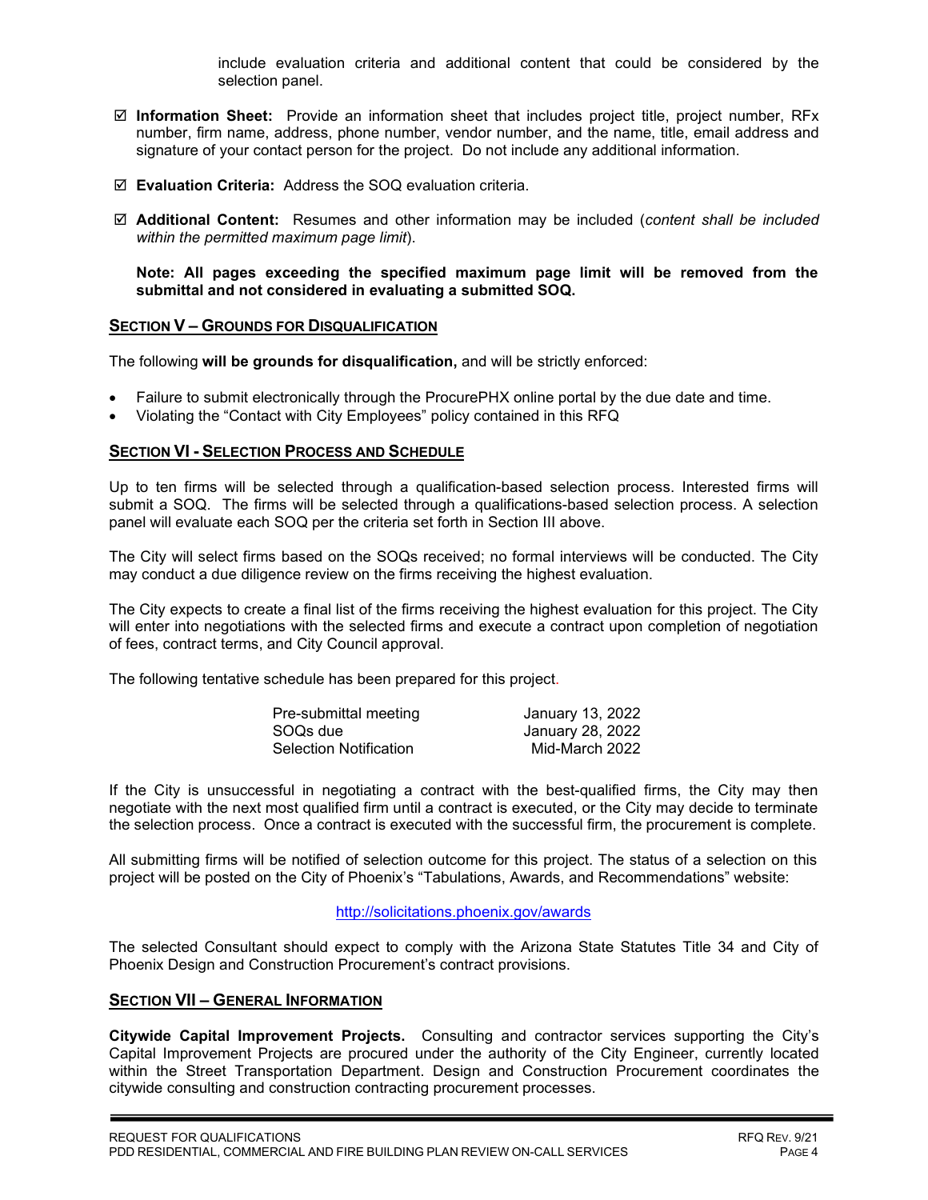include evaluation criteria and additional content that could be considered by the selection panel.

- ☑ **Information Sheet:** Provide an information sheet that includes project title, project number, RFx number, firm name, address, phone number, vendor number, and the name, title, email address and signature of your contact person for the project. Do not include any additional information.

- ☑ **Evaluation Criteria:** Address the SOQ evaluation criteria.

- ☑ **Additional Content:** Resumes and other information may be included (*content shall be included within the permitted maximum page limit*).

  **Note: All pages exceeding the specified maximum page limit will be removed from the submittal and not considered in evaluating a submitted SOQ.**

## SECTION V – GROUNDS FOR DISQUALIFICATION

The following **will be grounds for disqualification,** and will be strictly enforced:

- Failure to submit electronically through the ProcurePHX online portal by the due date and time.
- Violating the "Contact with City Employees" policy contained in this RFQ

## SECTION VI - SELECTION PROCESS AND SCHEDULE

Up to ten firms will be selected through a qualification-based selection process. Interested firms will submit a SOQ. The firms will be selected through a qualifications-based selection process. A selection panel will evaluate each SOQ per the criteria set forth in Section III above.

The City will select firms based on the SOQs received; no formal interviews will be conducted. The City may conduct a due diligence review on the firms receiving the highest evaluation.

The City expects to create a final list of the firms receiving the highest evaluation for this project. The City will enter into negotiations with the selected firms and execute a contract upon completion of negotiation of fees, contract terms, and City Council approval.

The following tentative schedule has been prepared for this project.

| | |
|---|---|
| Pre-submittal meeting | January 13, 2022 |
| SOQs due | January 28, 2022 |
| Selection Notification | Mid-March 2022 |

If the City is unsuccessful in negotiating a contract with the best-qualified firms, the City may then negotiate with the next most qualified firm until a contract is executed, or the City may decide to terminate the selection process. Once a contract is executed with the successful firm, the procurement is complete.

All submitting firms will be notified of selection outcome for this project. The status of a selection on this project will be posted on the City of Phoenix's "Tabulations, Awards, and Recommendations" website:

http://solicitations.phoenix.gov/awards

The selected Consultant should expect to comply with the Arizona State Statutes Title 34 and City of Phoenix Design and Construction Procurement's contract provisions.

## SECTION VII – GENERAL INFORMATION

**Citywide Capital Improvement Projects.** Consulting and contractor services supporting the City's Capital Improvement Projects are procured under the authority of the City Engineer, currently located within the Street Transportation Department. Design and Construction Procurement coordinates the citywide consulting and construction contracting procurement processes.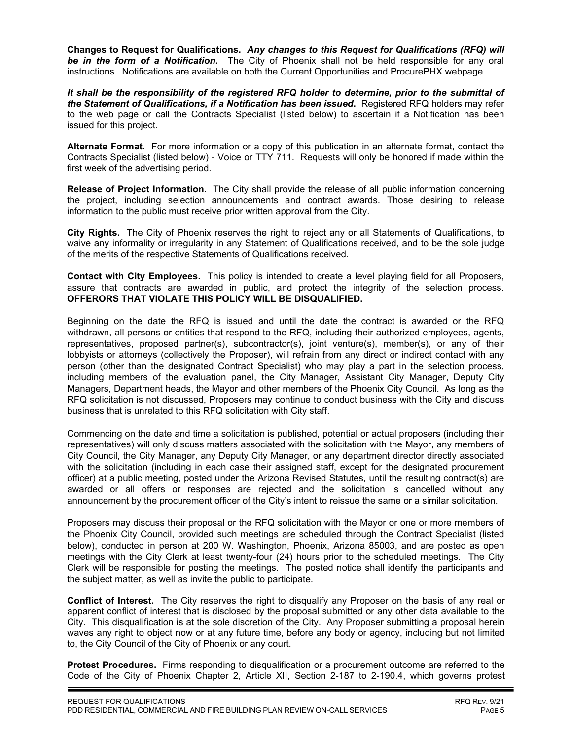**Changes to Request for Qualifications.** ***Any changes to this Request for Qualifications (RFQ) will be in the form of a Notification.*** The City of Phoenix shall not be held responsible for any oral instructions. Notifications are available on both the Current Opportunities and ProcurePHX webpage.

***It shall be the responsibility of the registered RFQ holder to determine, prior to the submittal of the Statement of Qualifications, if a Notification has been issued*****.** Registered RFQ holders may refer to the web page or call the Contracts Specialist (listed below) to ascertain if a Notification has been issued for this project.

**Alternate Format.** For more information or a copy of this publication in an alternate format, contact the Contracts Specialist (listed below) - Voice or TTY 711. Requests will only be honored if made within the first week of the advertising period.

**Release of Project Information.** The City shall provide the release of all public information concerning the project, including selection announcements and contract awards. Those desiring to release information to the public must receive prior written approval from the City.

**City Rights.** The City of Phoenix reserves the right to reject any or all Statements of Qualifications, to waive any informality or irregularity in any Statement of Qualifications received, and to be the sole judge of the merits of the respective Statements of Qualifications received.

**Contact with City Employees.** This policy is intended to create a level playing field for all Proposers, assure that contracts are awarded in public, and protect the integrity of the selection process. **OFFERORS THAT VIOLATE THIS POLICY WILL BE DISQUALIFIED.**

Beginning on the date the RFQ is issued and until the date the contract is awarded or the RFQ withdrawn, all persons or entities that respond to the RFQ, including their authorized employees, agents, representatives, proposed partner(s), subcontractor(s), joint venture(s), member(s), or any of their lobbyists or attorneys (collectively the Proposer), will refrain from any direct or indirect contact with any person (other than the designated Contract Specialist) who may play a part in the selection process, including members of the evaluation panel, the City Manager, Assistant City Manager, Deputy City Managers, Department heads, the Mayor and other members of the Phoenix City Council. As long as the RFQ solicitation is not discussed, Proposers may continue to conduct business with the City and discuss business that is unrelated to this RFQ solicitation with City staff.

Commencing on the date and time a solicitation is published, potential or actual proposers (including their representatives) will only discuss matters associated with the solicitation with the Mayor, any members of City Council, the City Manager, any Deputy City Manager, or any department director directly associated with the solicitation (including in each case their assigned staff, except for the designated procurement officer) at a public meeting, posted under the Arizona Revised Statutes, until the resulting contract(s) are awarded or all offers or responses are rejected and the solicitation is cancelled without any announcement by the procurement officer of the City's intent to reissue the same or a similar solicitation.

Proposers may discuss their proposal or the RFQ solicitation with the Mayor or one or more members of the Phoenix City Council, provided such meetings are scheduled through the Contract Specialist (listed below), conducted in person at 200 W. Washington, Phoenix, Arizona 85003, and are posted as open meetings with the City Clerk at least twenty-four (24) hours prior to the scheduled meetings. The City Clerk will be responsible for posting the meetings. The posted notice shall identify the participants and the subject matter, as well as invite the public to participate.

**Conflict of Interest.** The City reserves the right to disqualify any Proposer on the basis of any real or apparent conflict of interest that is disclosed by the proposal submitted or any other data available to the City. This disqualification is at the sole discretion of the City. Any Proposer submitting a proposal herein waves any right to object now or at any future time, before any body or agency, including but not limited to, the City Council of the City of Phoenix or any court.

**Protest Procedures.** Firms responding to disqualification or a procurement outcome are referred to the Code of the City of Phoenix Chapter 2, Article XII, Section 2-187 to 2-190.4, which governs protest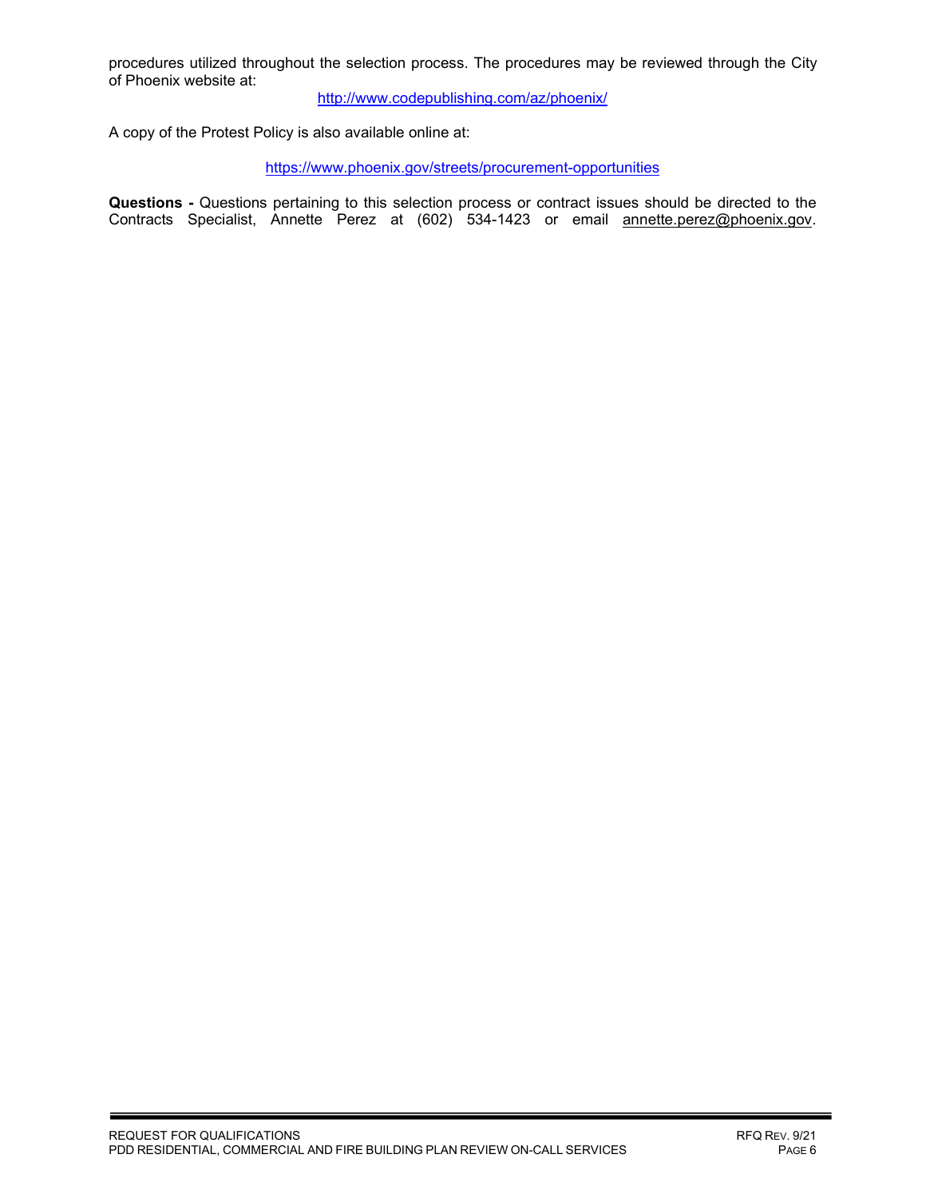procedures utilized throughout the selection process. The procedures may be reviewed through the City of Phoenix website at:

http://www.codepublishing.com/az/phoenix/

A copy of the Protest Policy is also available online at:

https://www.phoenix.gov/streets/procurement-opportunities

**Questions -** Questions pertaining to this selection process or contract issues should be directed to the Contracts Specialist, Annette Perez at (602) 534-1423 or email annette.perez@phoenix.gov.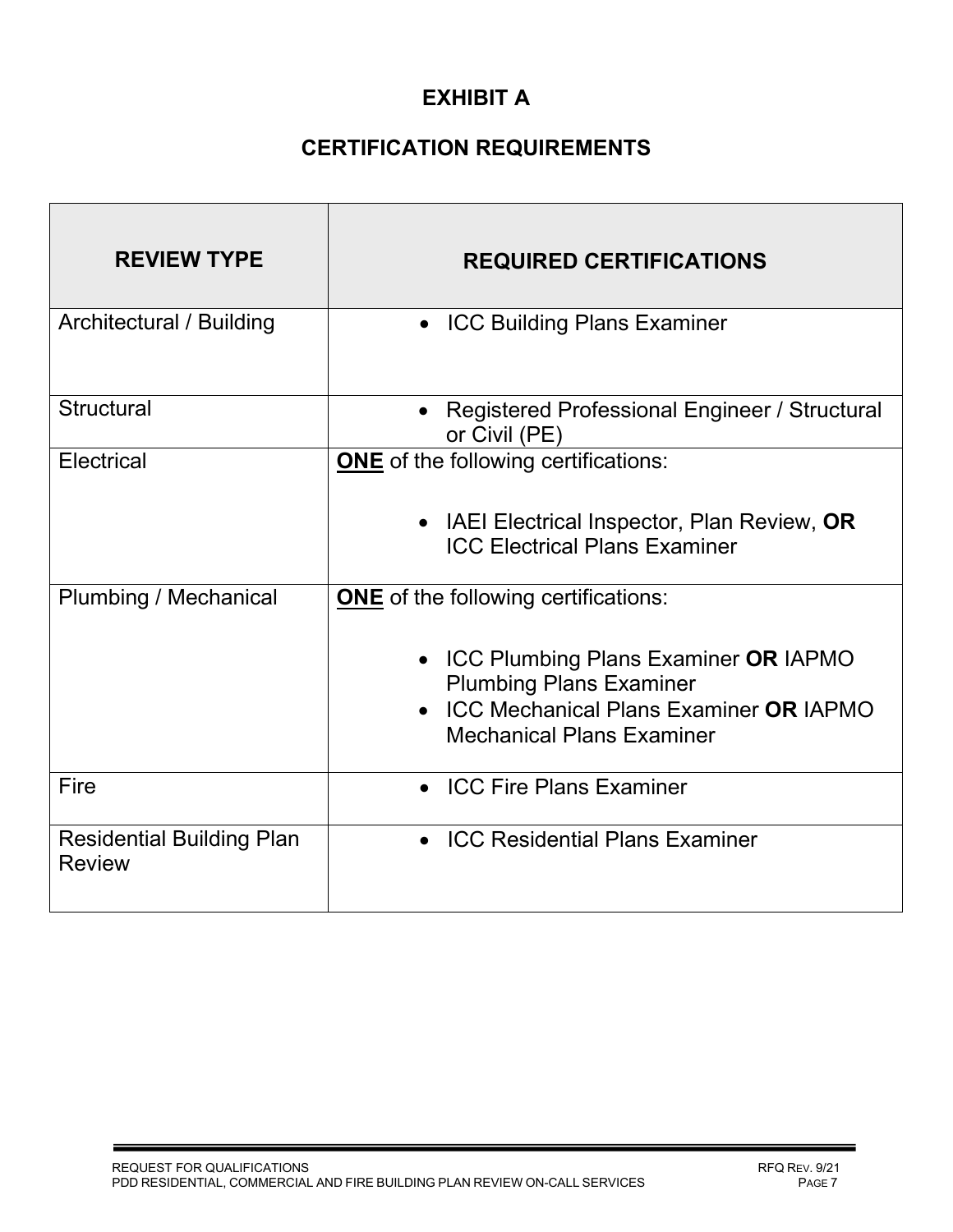# EXHIBIT A

## CERTIFICATION REQUIREMENTS

| REVIEW TYPE | REQUIRED CERTIFICATIONS |
|---|---|
| Architectural / Building | • ICC Building Plans Examiner |
| Structural | • Registered Professional Engineer / Structural or Civil (PE) |
| Electrical | **ONE** of the following certifications:<br><br>• IAEI Electrical Inspector, Plan Review, **OR** ICC Electrical Plans Examiner |
| Plumbing / Mechanical | **ONE** of the following certifications:<br><br>• ICC Plumbing Plans Examiner **OR** IAPMO Plumbing Plans Examiner<br>• ICC Mechanical Plans Examiner **OR** IAPMO Mechanical Plans Examiner |
| Fire | • ICC Fire Plans Examiner |
| Residential Building Plan Review | • ICC Residential Plans Examiner |